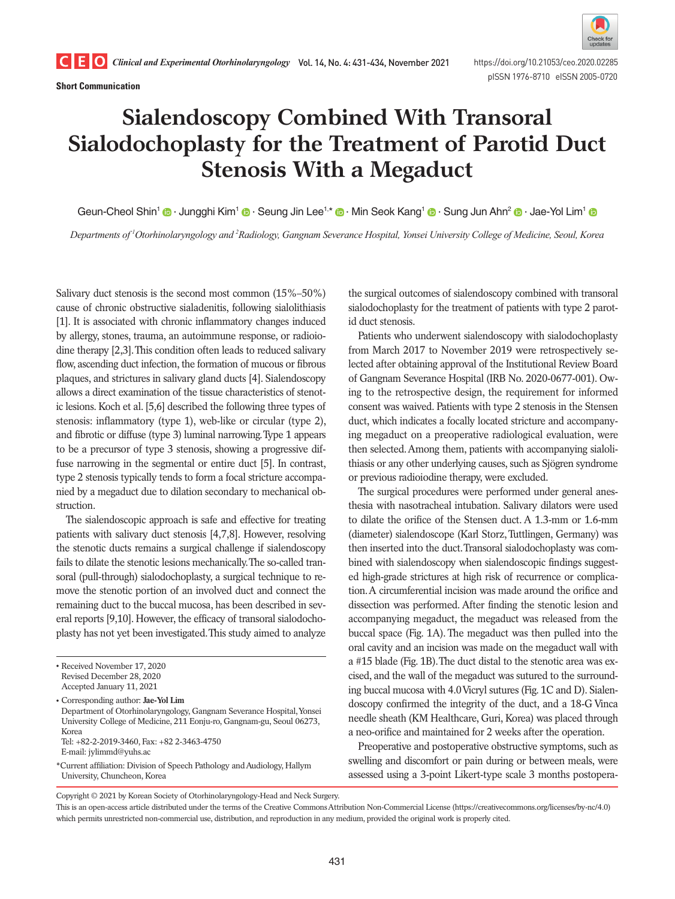Short Communication

# Sialendoscopy Combined With Transoral Sialodochoplasty for the Treatment of Parotid Duct Stenosis With a Megaduct

Geun-Cheol Shin[1] · Jungghi Kim[1] · Seung Jin Lee[1,*] · Min Seok Kang[1] · Sung Jun Ahn[2] · Jae-Yol Lim[1]

*Departments of [1]Otorhinolaryngology and [2]Radiology, Gangnam Severance Hospital, Yonsei University College of Medicine, Seoul, Korea*

Salivary duct stenosis is the second most common (15%–50%) cause of chronic obstructive sialadenitis, following sialolithiasis [1]. It is associated with chronic inflammatory changes induced by allergy, stones, trauma, an autoimmune response, or radioiodine therapy [2,3]. This condition often leads to reduced salivary flow, ascending duct infection, the formation of mucous or fibrous plaques, and strictures in salivary gland ducts [4]. Sialendoscopy allows a direct examination of the tissue characteristics of stenotic lesions. Koch et al. [5,6] described the following three types of stenosis: inflammatory (type 1), web-like or circular (type 2), and fibrotic or diffuse (type 3) luminal narrowing. Type 1 appears to be a precursor of type 3 stenosis, showing a progressive diffuse narrowing in the segmental or entire duct [5]. In contrast, type 2 stenosis typically tends to form a focal stricture accompanied by a megaduct due to dilation secondary to mechanical obstruction.

The sialendoscopic approach is safe and effective for treating patients with salivary duct stenosis [4,7,8]. However, resolving the stenotic ducts remains a surgical challenge if sialendoscopy fails to dilate the stenotic lesions mechanically. The so-called transoral (pull-through) sialodochoplasty, a surgical technique to remove the stenotic portion of an involved duct and connect the remaining duct to the buccal mucosa, has been described in several reports [9,10]. However, the efficacy of transoral sialodochoplasty has not yet been investigated. This study aimed to analyze the surgical outcomes of sialendoscopy combined with transoral sialodochoplasty for the treatment of patients with type 2 parotid duct stenosis.

Patients who underwent sialendoscopy with sialodochoplasty from March 2017 to November 2019 were retrospectively selected after obtaining approval of the Institutional Review Board of Gangnam Severance Hospital (IRB No. 2020-0677-001). Owing to the retrospective design, the requirement for informed consent was waived. Patients with type 2 stenosis in the Stensen duct, which indicates a focally located stricture and accompanying megaduct on a preoperative radiological evaluation, were then selected. Among them, patients with accompanying sialolithiasis or any other underlying causes, such as Sjögren syndrome or previous radioiodine therapy, were excluded.

The surgical procedures were performed under general anesthesia with nasotracheal intubation. Salivary duct dilators were used to dilate the orifice of the Stensen duct. A 1.3-mm or 1.6-mm (diameter) sialendoscope (Karl Storz, Tuttlingen, Germany) was then inserted into the duct. Transoral sialodochoplasty was combined with sialendoscopy when sialendoscopic findings suggested high-grade strictures at high risk of recurrence or complication. A circumferential incision was made around the orifice and dissection was performed. After finding the stenotic lesion and accompanying megaduct, the megaduct was released from the buccal space (Fig. 1A). The megaduct was then pulled into the oral cavity and an incision was made on the megaduct wall with a #15 blade (Fig. 1B). The duct distal to the stenotic area was excised, and the wall of the megaduct was sutured to the surrounding buccal mucosa with 4.0 Vicryl sutures (Fig. 1C and D). Sialendoscopy confirmed the integrity of the duct, and a 18-G Vinca needle sheath (KM Healthcare, Guri, Korea) was placed through a neo-orifice and maintained for 2 weeks after the operation.

Preoperative and postoperative obstructive symptoms, such as swelling and discomfort or pain during or between meals, were assessed using a 3-point Likert-type scale 3 months postopera-

- Received November 17, 2020
  Revised December 28, 2020
  Accepted January 11, 2021
- Corresponding author: **Jae-Yol Lim**
  Department of Otorhinolaryngology, Gangnam Severance Hospital, Yonsei University College of Medicine, 211 Eonju-ro, Gangnam-gu, Seoul 06273, Korea
  Tel: +82-2-2019-3460, Fax: +82 2-3463-4750
  E-mail: jylimmd@yuhs.ac

*Current affiliation: Division of Speech Pathology and Audiology, Hallym University, Chuncheon, Korea

Copyright © 2021 by Korean Society of Otorhinolaryngology-Head and Neck Surgery.
This is an open-access article distributed under the terms of the Creative Commons Attribution Non-Commercial License (https://creativecommons.org/licenses/by-nc/4.0) which permits unrestricted non-commercial use, distribution, and reproduction in any medium, provided the original work is properly cited.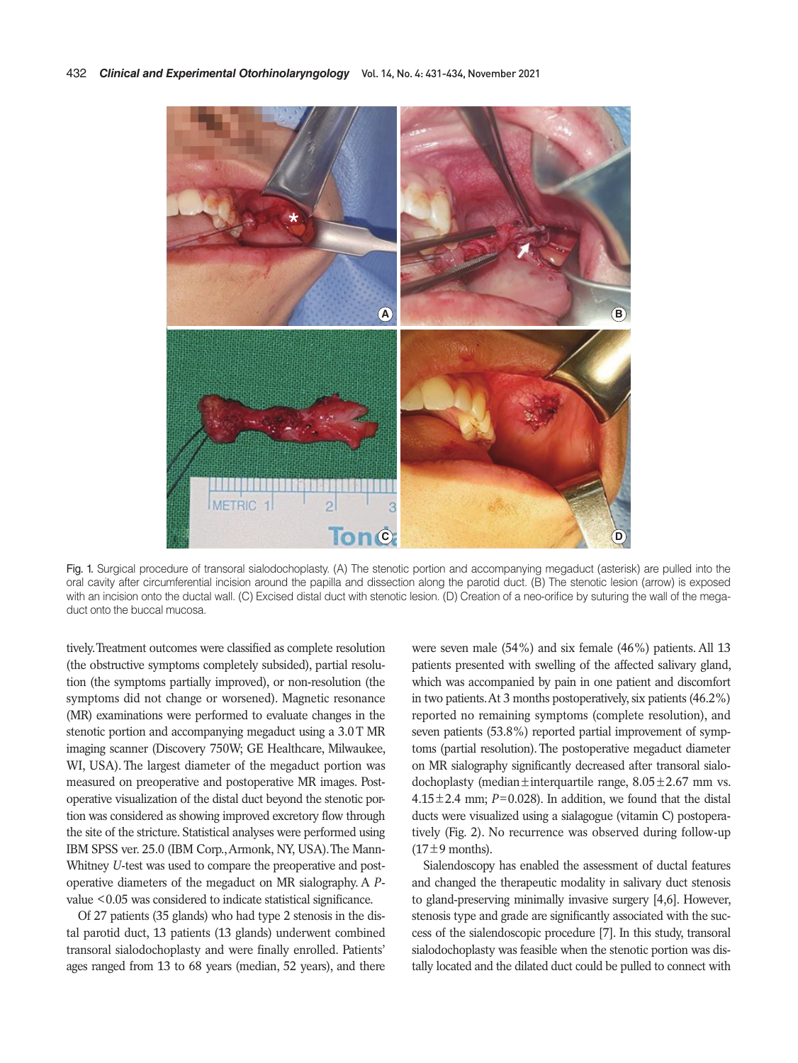Fig. 1. Surgical procedure of transoral sialodochoplasty. (A) The stenotic portion and accompanying megaduct (asterisk) are pulled into the oral cavity after circumferential incision around the papilla and dissection along the parotid duct. (B) The stenotic lesion (arrow) is exposed with an incision onto the ductal wall. (C) Excised distal duct with stenotic lesion. (D) Creation of a neo-orifice by suturing the wall of the megaduct onto the buccal mucosa.

tively. Treatment outcomes were classified as complete resolution (the obstructive symptoms completely subsided), partial resolution (the symptoms partially improved), or non-resolution (the symptoms did not change or worsened). Magnetic resonance (MR) examinations were performed to evaluate changes in the stenotic portion and accompanying megaduct using a 3.0 T MR imaging scanner (Discovery 750W; GE Healthcare, Milwaukee, WI, USA). The largest diameter of the megaduct portion was measured on preoperative and postoperative MR images. Postoperative visualization of the distal duct beyond the stenotic portion was considered as showing improved excretory flow through the site of the stricture. Statistical analyses were performed using IBM SPSS ver. 25.0 (IBM Corp., Armonk, NY, USA). The Mann-Whitney *U*-test was used to compare the preoperative and postoperative diameters of the megaduct on MR sialography. A *P*-value $<0.05$ was considered to indicate statistical significance.

Of 27 patients (35 glands) who had type 2 stenosis in the distal parotid duct, 13 patients (13 glands) underwent combined transoral sialodochoplasty and were finally enrolled. Patients' ages ranged from 13 to 68 years (median, 52 years), and there were seven male (54%) and six female (46%) patients. All 13 patients presented with swelling of the affected salivary gland, which was accompanied by pain in one patient and discomfort in two patients. At 3 months postoperatively, six patients (46.2%) reported no remaining symptoms (complete resolution), and seven patients (53.8%) reported partial improvement of symptoms (partial resolution). The postoperative megaduct diameter on MR sialography significantly decreased after transoral sialodochoplasty (median±interquartile range, $8.05\pm2.67$ mm vs. $4.15\pm2.4$ mm; $P=0.028$). In addition, we found that the distal ducts were visualized using a sialagogue (vitamin C) postoperatively (Fig. 2). No recurrence was observed during follow-up ($17\pm9$ months).

Sialendoscopy has enabled the assessment of ductal features and changed the therapeutic modality in salivary duct stenosis to gland-preserving minimally invasive surgery [4,6]. However, stenosis type and grade are significantly associated with the success of the sialendoscopic procedure [7]. In this study, transoral sialodochoplasty was feasible when the stenotic portion was distally located and the dilated duct could be pulled to connect with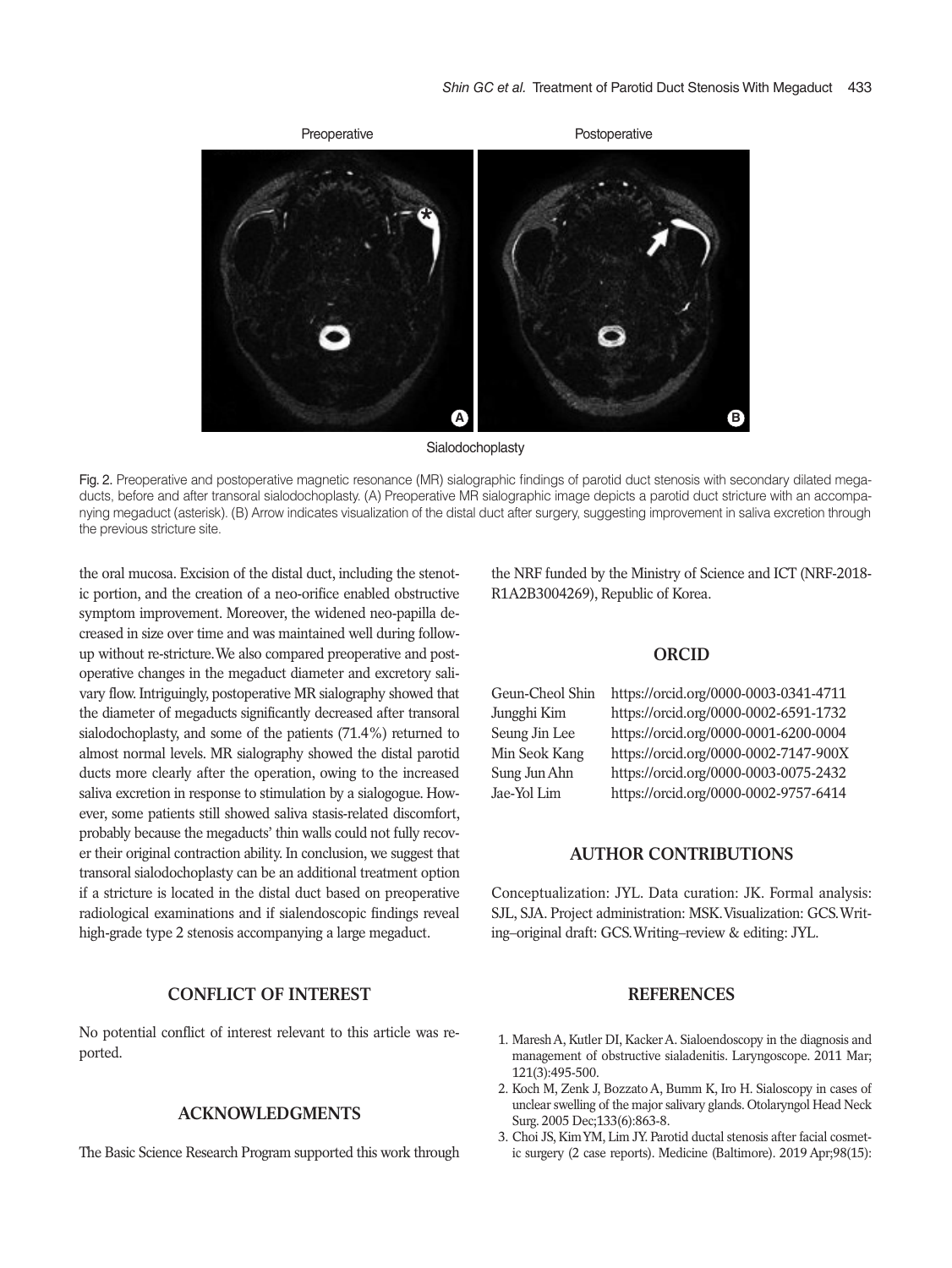Fig. 2. Preoperative and postoperative magnetic resonance (MR) sialographic findings of parotid duct stenosis with secondary dilated megaducts, before and after transoral sialodochoplasty. (A) Preoperative MR sialographic image depicts a parotid duct stricture with an accompanying megaduct (asterisk). (B) Arrow indicates visualization of the distal duct after surgery, suggesting improvement in saliva excretion through the previous stricture site.

the oral mucosa. Excision of the distal duct, including the stenotic portion, and the creation of a neo-orifice enabled obstructive symptom improvement. Moreover, the widened neo-papilla decreased in size over time and was maintained well during follow-up without re-stricture. We also compared preoperative and postoperative changes in the megaduct diameter and excretory salivary flow. Intriguingly, postoperative MR sialography showed that the diameter of megaducts significantly decreased after transoral sialodochoplasty, and some of the patients (71.4%) returned to almost normal levels. MR sialography showed the distal parotid ducts more clearly after the operation, owing to the increased saliva excretion in response to stimulation by a sialogogue. However, some patients still showed saliva stasis-related discomfort, probably because the megaducts' thin walls could not fully recover their original contraction ability. In conclusion, we suggest that transoral sialodochoplasty can be an additional treatment option if a stricture is located in the distal duct based on preoperative radiological examinations and if sialendoscopic findings reveal high-grade type 2 stenosis accompanying a large megaduct.

## CONFLICT OF INTEREST

No potential conflict of interest relevant to this article was reported.

## ACKNOWLEDGMENTS

The Basic Science Research Program supported this work through the NRF funded by the Ministry of Science and ICT (NRF-2018-R1A2B3004269), Republic of Korea.

## ORCID

Geun-Cheol Shin https://orcid.org/0000-0003-0341-4711
Jungghi Kim https://orcid.org/0000-0002-6591-1732
Seung Jin Lee https://orcid.org/0000-0001-6200-0004
Min Seok Kang https://orcid.org/0000-0002-7147-900X
Sung Jun Ahn https://orcid.org/0000-0003-0075-2432
Jae-Yol Lim https://orcid.org/0000-0002-9757-6414

## AUTHOR CONTRIBUTIONS

Conceptualization: JYL. Data curation: JK. Formal analysis: SJL, SJA. Project administration: MSK. Visualization: GCS. Writing–original draft: GCS. Writing–review & editing: JYL.

## REFERENCES

1. Maresh A, Kutler DI, Kacker A. Sialoendoscopy in the diagnosis and management of obstructive sialadenitis. Laryngoscope. 2011 Mar;121(3):495-500.
2. Koch M, Zenk J, Bozzato A, Bumm K, Iro H. Sialoscopy in cases of unclear swelling of the major salivary glands. Otolaryngol Head Neck Surg. 2005 Dec;133(6):863-8.
3. Choi JS, Kim YM, Lim JY. Parotid ductal stenosis after facial cosmetic surgery (2 case reports). Medicine (Baltimore). 2019 Apr;98(15):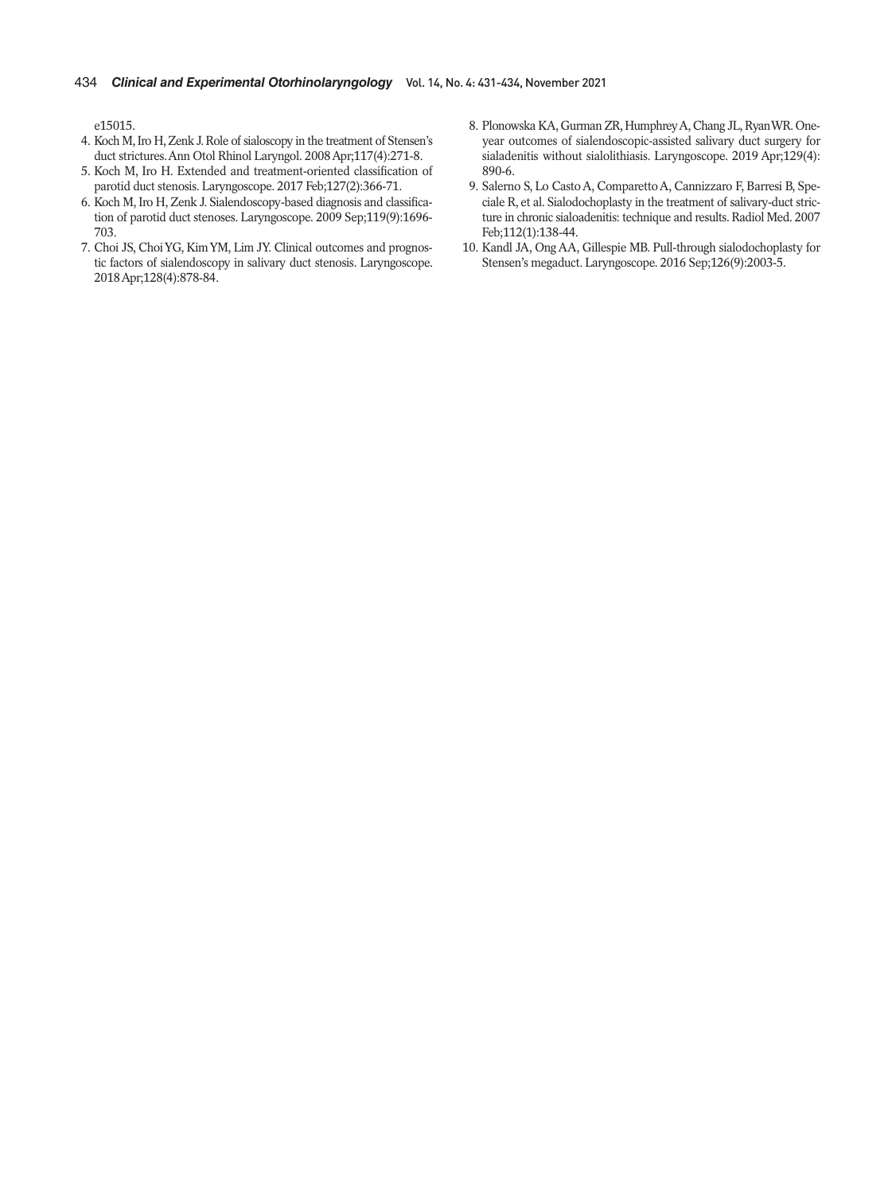e15015.

4. Koch M, Iro H, Zenk J. Role of sialoscopy in the treatment of Stensen's duct strictures. Ann Otol Rhinol Laryngol. 2008 Apr;117(4):271-8.
5. Koch M, Iro H. Extended and treatment-oriented classification of parotid duct stenosis. Laryngoscope. 2017 Feb;127(2):366-71.
6. Koch M, Iro H, Zenk J. Sialendoscopy-based diagnosis and classification of parotid duct stenoses. Laryngoscope. 2009 Sep;119(9):1696-703.
7. Choi JS, Choi YG, Kim YM, Lim JY. Clinical outcomes and prognostic factors of sialendoscopy in salivary duct stenosis. Laryngoscope. 2018 Apr;128(4):878-84.
8. Plonowska KA, Gurman ZR, Humphrey A, Chang JL, Ryan WR. One-year outcomes of sialendoscopic-assisted salivary duct surgery for sialadenitis without sialolithiasis. Laryngoscope. 2019 Apr;129(4):890-6.
9. Salerno S, Lo Casto A, Comparetto A, Cannizzaro F, Barresi B, Speciale R, et al. Sialodochoplasty in the treatment of salivary-duct stricture in chronic sialoadenitis: technique and results. Radiol Med. 2007 Feb;112(1):138-44.
10. Kandl JA, Ong AA, Gillespie MB. Pull-through sialodochoplasty for Stensen's megaduct. Laryngoscope. 2016 Sep;126(9):2003-5.